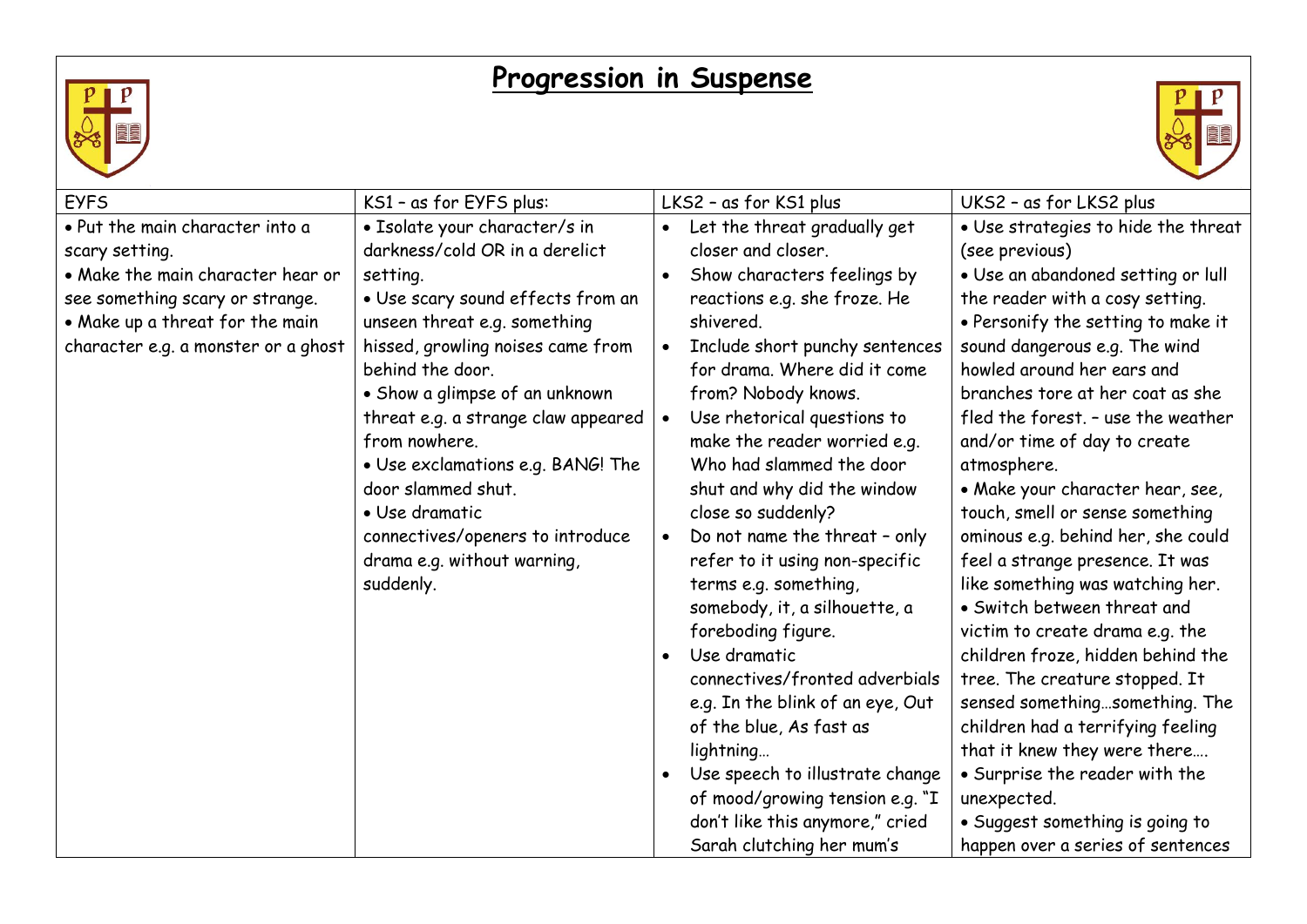# Progression in Suspense

| EYFS | KS1 – as for EYFS plus: | LKS2 – as for KS1 plus | UKS2 – as for LKS2 plus |
|---|---|---|---|
| • Put the main character into a scary setting.<br>• Make the main character hear or see something scary or strange.<br>• Make up a threat for the main character e.g. a monster or a ghost | • Isolate your character/s in darkness/cold OR in a derelict setting.<br>• Use scary sound effects from an unseen threat e.g. something hissed, growling noises came from behind the door.<br>• Show a glimpse of an unknown threat e.g. a strange claw appeared from nowhere.<br>• Use exclamations e.g. BANG! The door slammed shut.<br>• Use dramatic connectives/openers to introduce drama e.g. without warning, suddenly. | • Let the threat gradually get closer and closer.<br>• Show characters feelings by reactions e.g. she froze. He shivered.<br>• Include short punchy sentences for drama. Where did it come from? Nobody knows.<br>• Use rhetorical questions to make the reader worried e.g. Who had slammed the door shut and why did the window close so suddenly?<br>• Do not name the threat – only refer to it using non-specific terms e.g. something, somebody, it, a silhouette, a foreboding figure.<br>• Use dramatic connectives/fronted adverbials e.g. In the blink of an eye, Out of the blue, As fast as lightning…<br>• Use speech to illustrate change of mood/growing tension e.g. "I don't like this anymore," cried Sarah clutching her mum's | • Use strategies to hide the threat (see previous)<br>• Use an abandoned setting or lull the reader with a cosy setting.<br>• Personify the setting to make it sound dangerous e.g. The wind howled around her ears and branches tore at her coat as she fled the forest. – use the weather and/or time of day to create atmosphere.<br>• Make your character hear, see, touch, smell or sense something ominous e.g. behind her, she could feel a strange presence. It was like something was watching her.<br>• Switch between threat and victim to create drama e.g. the children froze, hidden behind the tree. The creature stopped. It sensed something…something. The children had a terrifying feeling that it knew they were there….<br>• Surprise the reader with the unexpected.<br>• Suggest something is going to happen over a series of sentences |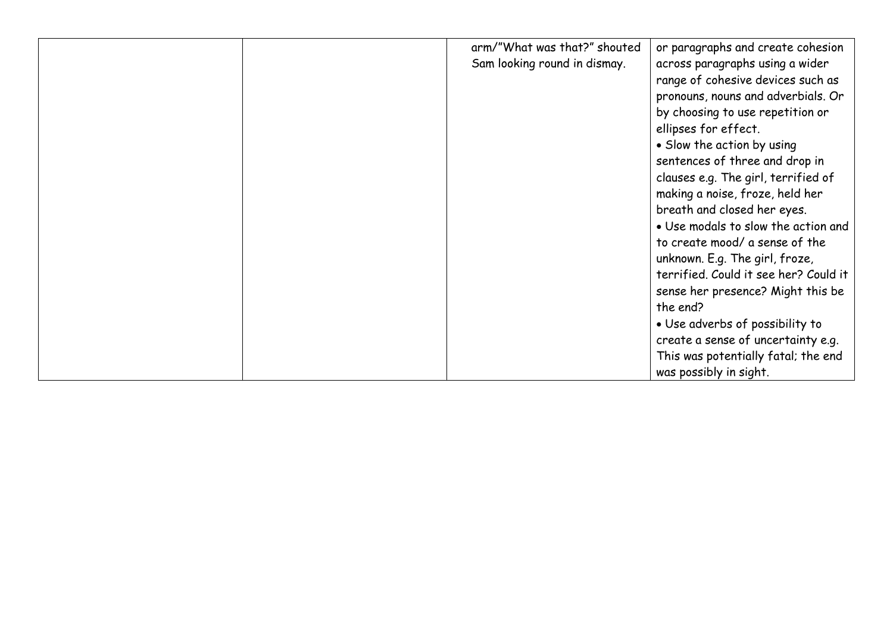| | | | |
|---|---|---|---|
| | | arm/"What was that?" shouted Sam looking round in dismay. | or paragraphs and create cohesion across paragraphs using a wider range of cohesive devices such as pronouns, nouns and adverbials. Or by choosing to use repetition or ellipses for effect.<br>• Slow the action by using sentences of three and drop in clauses e.g. The girl, terrified of making a noise, froze, held her breath and closed her eyes.<br>• Use modals to slow the action and to create mood/ a sense of the unknown. E.g. The girl, froze, terrified. Could it see her? Could it sense her presence? Might this be the end?<br>• Use adverbs of possibility to create a sense of uncertainty e.g. This was potentially fatal; the end was possibly in sight. |